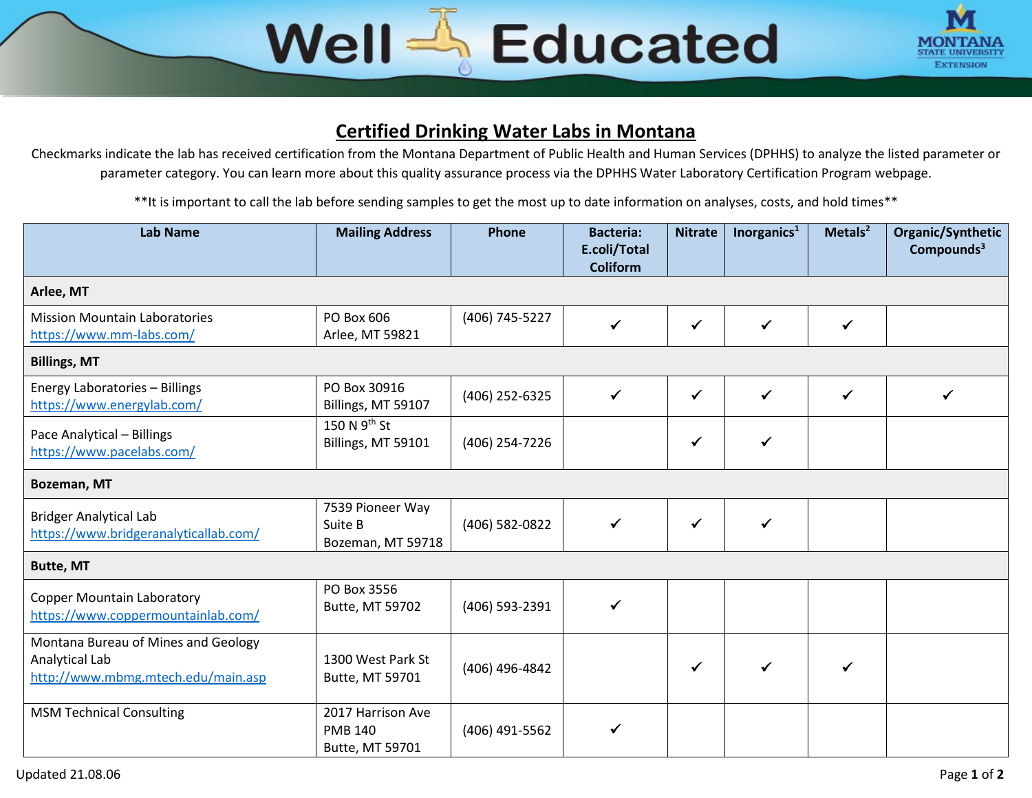# Well Educated

## Certified Drinking Water Labs in Montana

Checkmarks indicate the lab has received certification from the Montana Department of Public Health and Human Services (DPHHS) to analyze the listed parameter or parameter category. You can learn more about this quality assurance process via the DPHHS Water Laboratory Certification Program webpage.

**It is important to call the lab before sending samples to get the most up to date information on analyses, costs, and hold times**

| Lab Name | Mailing Address | Phone | Bacteria: E.coli/Total Coliform | Nitrate | Inorganics[1] | Metals[2] | Organic/Synthetic Compounds[3] |
|---|---|---|---|---|---|---|---|
| **Arlee, MT** | | | | | | | |
| Mission Mountain Laboratories https://www.mm-labs.com/ | PO Box 606 Arlee, MT 59821 | (406) 745-5227 | ✓ | ✓ | ✓ | ✓ | |
| **Billings, MT** | | | | | | | |
| Energy Laboratories – Billings https://www.energylab.com/ | PO Box 30916 Billings, MT 59107 | (406) 252-6325 | ✓ | ✓ | ✓ | ✓ | ✓ |
| Pace Analytical – Billings https://www.pacelabs.com/ | 150 N 9th St Billings, MT 59101 | (406) 254-7226 | | ✓ | ✓ | | |
| **Bozeman, MT** | | | | | | | |
| Bridger Analytical Lab https://www.bridgeranalyticallab.com/ | 7539 Pioneer Way Suite B Bozeman, MT 59718 | (406) 582-0822 | ✓ | ✓ | ✓ | | |
| **Butte, MT** | | | | | | | |
| Copper Mountain Laboratory https://www.coppermountainlab.com/ | PO Box 3556 Butte, MT 59702 | (406) 593-2391 | ✓ | | | | |
| Montana Bureau of Mines and Geology Analytical Lab http://www.mbmg.mtech.edu/main.asp | 1300 West Park St Butte, MT 59701 | (406) 496-4842 | | ✓ | ✓ | ✓ | |
| MSM Technical Consulting | 2017 Harrison Ave PMB 140 Butte, MT 59701 | (406) 491-5562 | ✓ | | | | |

Updated 21.08.06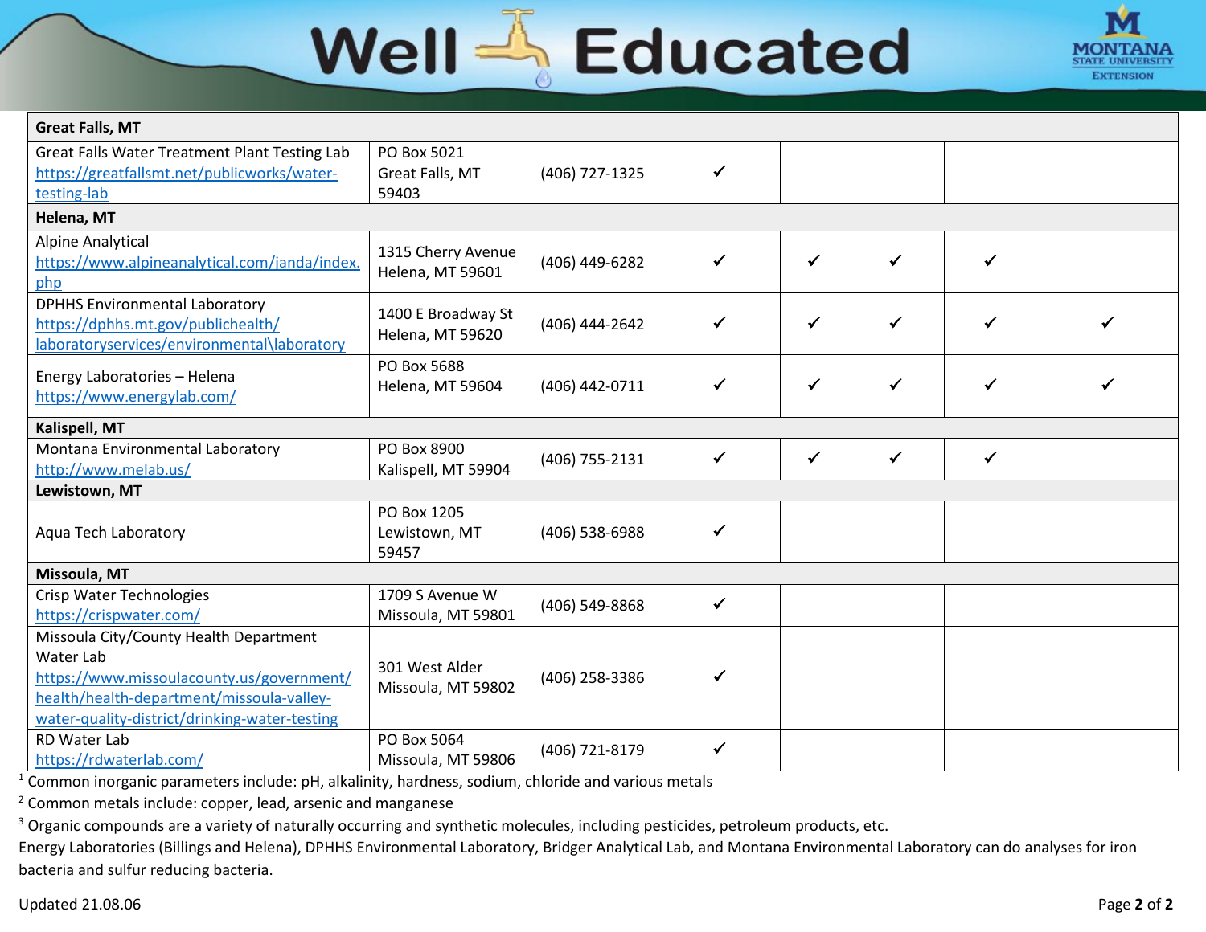| | | | | | | | |
|---|---|---|---|---|---|---|---|
| **Great Falls, MT** | | | | | | | |
| Great Falls Water Treatment Plant Testing Lab https://greatfallsmt.net/publicworks/water-testing-lab | PO Box 5021 Great Falls, MT 59403 | (406) 727-1325 | ✓ | | | | |
| **Helena, MT** | | | | | | | |
| Alpine Analytical https://www.alpineanalytical.com/janda/index.php | 1315 Cherry Avenue Helena, MT 59601 | (406) 449-6282 | ✓ | ✓ | ✓ | ✓ | |
| DPHHS Environmental Laboratory https://dphhs.mt.gov/publichealth/laboratoryservices/environmental\laboratory | 1400 E Broadway St Helena, MT 59620 | (406) 444-2642 | ✓ | ✓ | ✓ | ✓ | ✓ |
| Energy Laboratories – Helena https://www.energylab.com/ | PO Box 5688 Helena, MT 59604 | (406) 442-0711 | ✓ | ✓ | ✓ | ✓ | ✓ |
| **Kalispell, MT** | | | | | | | |
| Montana Environmental Laboratory http://www.melab.us/ | PO Box 8900 Kalispell, MT 59904 | (406) 755-2131 | ✓ | ✓ | ✓ | ✓ | |
| **Lewistown, MT** | | | | | | | |
| Aqua Tech Laboratory | PO Box 1205 Lewistown, MT 59457 | (406) 538-6988 | ✓ | | | | |
| **Missoula, MT** | | | | | | | |
| Crisp Water Technologies https://crispwater.com/ | 1709 S Avenue W Missoula, MT 59801 | (406) 549-8868 | ✓ | | | | |
| Missoula City/County Health Department Water Lab https://www.missoulacounty.us/government/health/health-department/missoula-valley-water-quality-district/drinking-water-testing | 301 West Alder Missoula, MT 59802 | (406) 258-3386 | ✓ | | | | |
| RD Water Lab https://rdwaterlab.com/ | PO Box 5064 Missoula, MT 59806 | (406) 721-8179 | ✓ | | | | |

[1] Common inorganic parameters include: pH, alkalinity, hardness, sodium, chloride and various metals

[2] Common metals include: copper, lead, arsenic and manganese

[3] Organic compounds are a variety of naturally occurring and synthetic molecules, including pesticides, petroleum products, etc.

Energy Laboratories (Billings and Helena), DPHHS Environmental Laboratory, Bridger Analytical Lab, and Montana Environmental Laboratory can do analyses for iron bacteria and sulfur reducing bacteria.

Updated 21.08.06